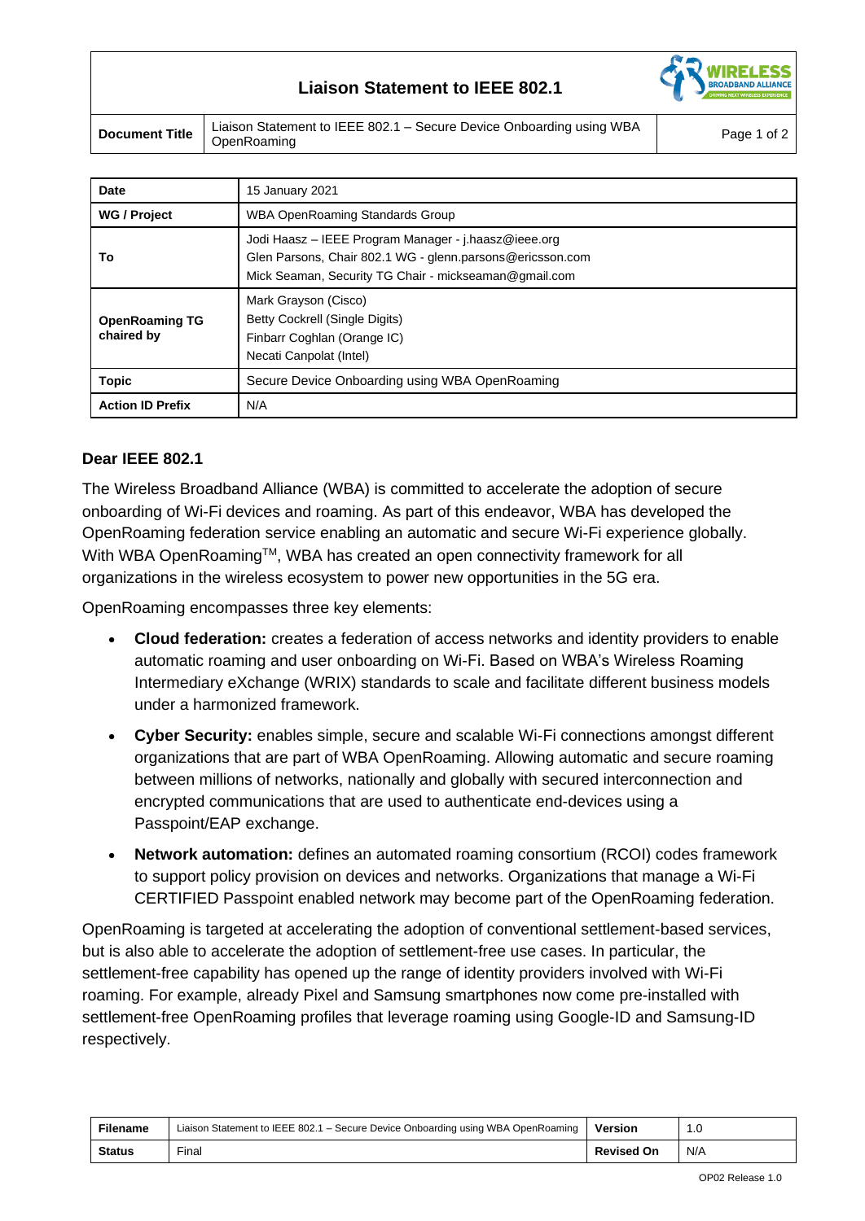# Liaison Statement to IEEE 802.1

| Document Title | Liaison Statement to IEEE 802.1 – Secure Device Onboarding using WBA OpenRoaming |
|---|---|

| Date | 15 January 2021 |
|---|---|
| WG / Project | WBA OpenRoaming Standards Group |
| To | Jodi Haasz – IEEE Program Manager - j.haasz@ieee.org<br>Glen Parsons, Chair 802.1 WG - glenn.parsons@ericsson.com<br>Mick Seaman, Security TG Chair - mickseaman@gmail.com |
| OpenRoaming TG chaired by | Mark Grayson (Cisco)<br>Betty Cockrell (Single Digits)<br>Finbarr Coghlan (Orange IC)<br>Necati Canpolat (Intel) |
| Topic | Secure Device Onboarding using WBA OpenRoaming |
| Action ID Prefix | N/A |

**Dear IEEE 802.1**

The Wireless Broadband Alliance (WBA) is committed to accelerate the adoption of secure onboarding of Wi-Fi devices and roaming. As part of this endeavor, WBA has developed the OpenRoaming federation service enabling an automatic and secure Wi-Fi experience globally. With WBA OpenRoaming$^{TM}$, WBA has created an open connectivity framework for all organizations in the wireless ecosystem to power new opportunities in the 5G era.

OpenRoaming encompasses three key elements:

- **Cloud federation:** creates a federation of access networks and identity providers to enable automatic roaming and user onboarding on Wi-Fi. Based on WBA's Wireless Roaming Intermediary eXchange (WRIX) standards to scale and facilitate different business models under a harmonized framework.
- **Cyber Security:** enables simple, secure and scalable Wi-Fi connections amongst different organizations that are part of WBA OpenRoaming. Allowing automatic and secure roaming between millions of networks, nationally and globally with secured interconnection and encrypted communications that are used to authenticate end-devices using a Passpoint/EAP exchange.
- **Network automation:** defines an automated roaming consortium (RCOI) codes framework to support policy provision on devices and networks. Organizations that manage a Wi-Fi CERTIFIED Passpoint enabled network may become part of the OpenRoaming federation.

OpenRoaming is targeted at accelerating the adoption of conventional settlement-based services, but is also able to accelerate the adoption of settlement-free use cases. In particular, the settlement-free capability has opened up the range of identity providers involved with Wi-Fi roaming. For example, already Pixel and Samsung smartphones now come pre-installed with settlement-free OpenRoaming profiles that leverage roaming using Google-ID and Samsung-ID respectively.

| Filename | Liaison Statement to IEEE 802.1 – Secure Device Onboarding using WBA OpenRoaming | Version | 1.0 |
|---|---|---|---|
| Status | Final | Revised On | N/A |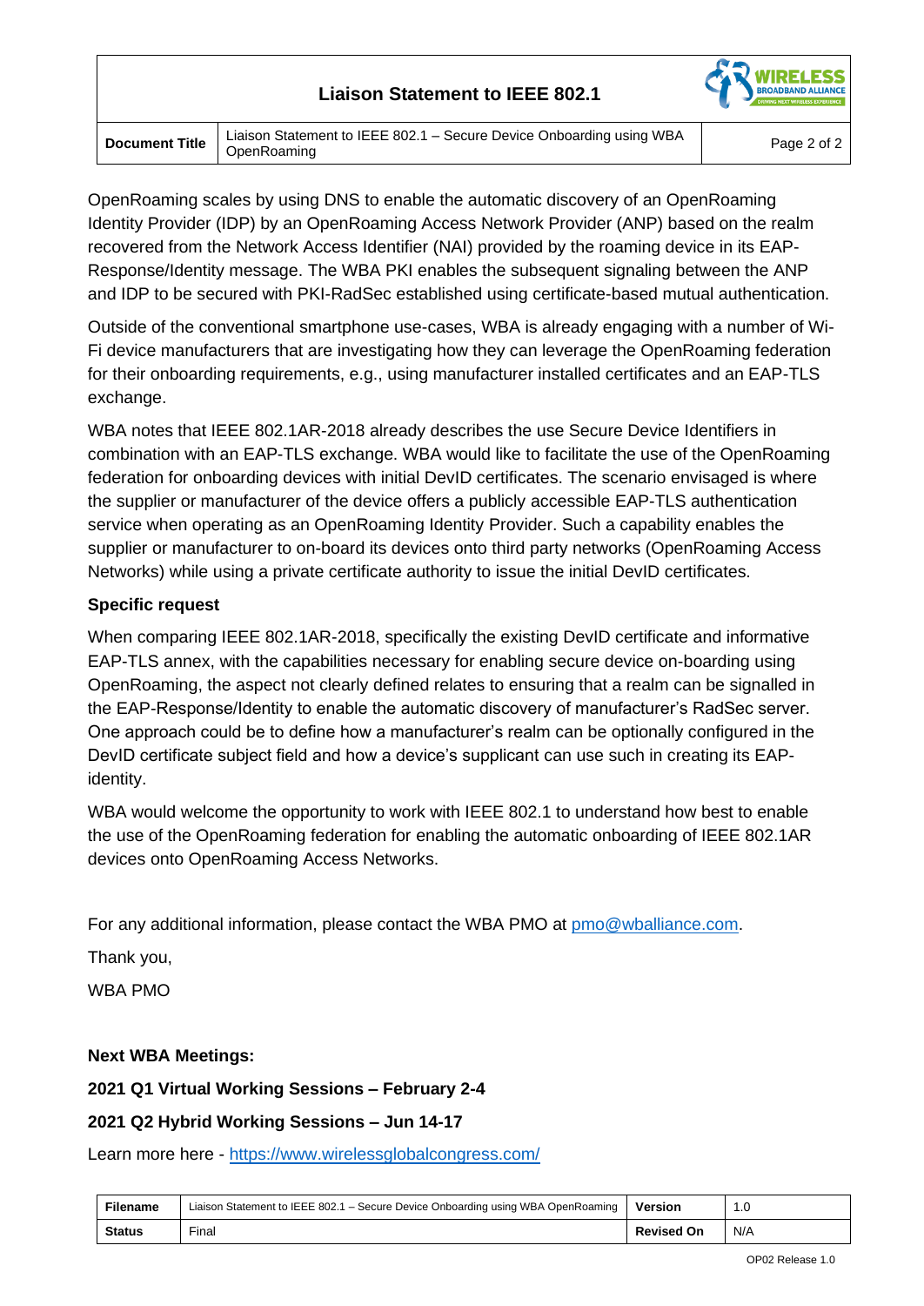OpenRoaming scales by using DNS to enable the automatic discovery of an OpenRoaming Identity Provider (IDP) by an OpenRoaming Access Network Provider (ANP) based on the realm recovered from the Network Access Identifier (NAI) provided by the roaming device in its EAP-Response/Identity message. The WBA PKI enables the subsequent signaling between the ANP and IDP to be secured with PKI-RadSec established using certificate-based mutual authentication.

Outside of the conventional smartphone use-cases, WBA is already engaging with a number of Wi-Fi device manufacturers that are investigating how they can leverage the OpenRoaming federation for their onboarding requirements, e.g., using manufacturer installed certificates and an EAP-TLS exchange.

WBA notes that IEEE 802.1AR-2018 already describes the use Secure Device Identifiers in combination with an EAP-TLS exchange. WBA would like to facilitate the use of the OpenRoaming federation for onboarding devices with initial DevID certificates. The scenario envisaged is where the supplier or manufacturer of the device offers a publicly accessible EAP-TLS authentication service when operating as an OpenRoaming Identity Provider. Such a capability enables the supplier or manufacturer to on-board its devices onto third party networks (OpenRoaming Access Networks) while using a private certificate authority to issue the initial DevID certificates.

**Specific request**

When comparing IEEE 802.1AR-2018, specifically the existing DevID certificate and informative EAP-TLS annex, with the capabilities necessary for enabling secure device on-boarding using OpenRoaming, the aspect not clearly defined relates to ensuring that a realm can be signalled in the EAP-Response/Identity to enable the automatic discovery of manufacturer's RadSec server. One approach could be to define how a manufacturer's realm can be optionally configured in the DevID certificate subject field and how a device's supplicant can use such in creating its EAP-identity.

WBA would welcome the opportunity to work with IEEE 802.1 to understand how best to enable the use of the OpenRoaming federation for enabling the automatic onboarding of IEEE 802.1AR devices onto OpenRoaming Access Networks.

For any additional information, please contact the WBA PMO at pmo@wballiance.com.

Thank you,

WBA PMO

**Next WBA Meetings:**

**2021 Q1 Virtual Working Sessions – February 2-4**

**2021 Q2 Hybrid Working Sessions – Jun 14-17**

Learn more here - https://www.wirelessglobalcongress.com/

| | | | |
|---|---|---|---|
| **Filename** | Liaison Statement to IEEE 802.1 – Secure Device Onboarding using WBA OpenRoaming | **Version** | 1.0 |
| **Status** | Final | **Revised On** | N/A |

OP02 Release 1.0